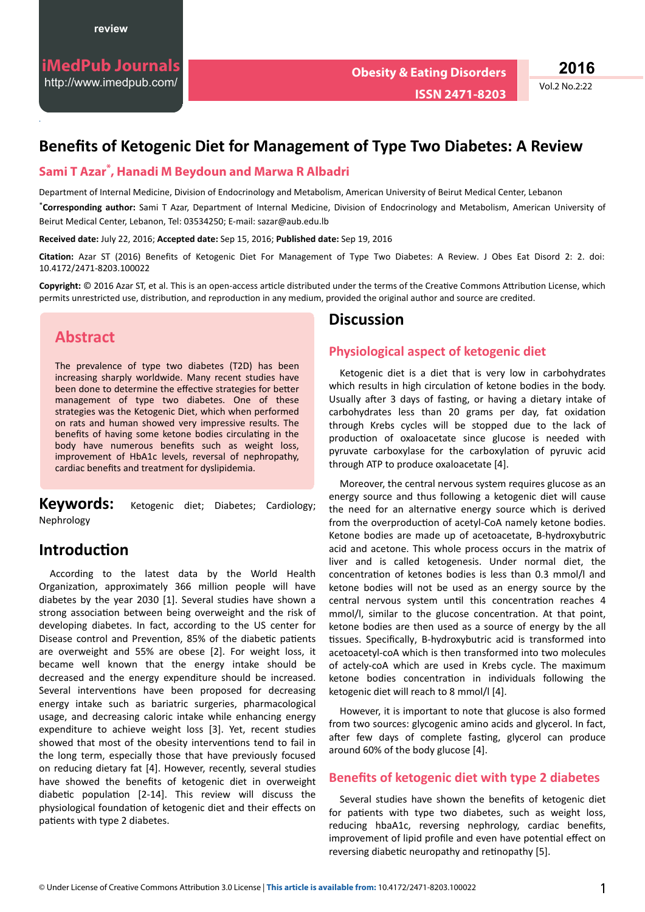review

# Benefits of Ketogenic Diet for Management of Type Two Diabetes: A Review

**Sami T Azar*, Hanadi M Beydoun and Marwa R Albadri**

Department of Internal Medicine, Division of Endocrinology and Metabolism, American University of Beirut Medical Center, Lebanon

***Corresponding author:** Sami T Azar, Department of Internal Medicine, Division of Endocrinology and Metabolism, American University of Beirut Medical Center, Lebanon, Tel: 03534250; E-mail: sazar@aub.edu.lb

**Received date:** July 22, 2016; **Accepted date:** Sep 15, 2016; **Published date:** Sep 19, 2016

**Citation:** Azar ST (2016) Benefits of Ketogenic Diet For Management of Type Two Diabetes: A Review. J Obes Eat Disord 2: 2. doi: 10.4172/2471-8203.100022

**Copyright:** © 2016 Azar ST, et al. This is an open-access article distributed under the terms of the Creative Commons Attribution License, which permits unrestricted use, distribution, and reproduction in any medium, provided the original author and source are credited.

## Abstract

The prevalence of type two diabetes (T2D) has been increasing sharply worldwide. Many recent studies have been done to determine the effective strategies for better management of type two diabetes. One of these strategies was the Ketogenic Diet, which when performed on rats and human showed very impressive results. The benefits of having some ketone bodies circulating in the body have numerous benefits such as weight loss, improvement of HbA1c levels, reversal of nephropathy, cardiac benefits and treatment for dyslipidemia.

**Keywords:** Ketogenic diet; Diabetes; Cardiology; Nephrology

## Introduction

According to the latest data by the World Health Organization, approximately 366 million people will have diabetes by the year 2030 [1]. Several studies have shown a strong association between being overweight and the risk of developing diabetes. In fact, according to the US center for Disease control and Prevention, 85% of the diabetic patients are overweight and 55% are obese [2]. For weight loss, it became well known that the energy intake should be decreased and the energy expenditure should be increased. Several interventions have been proposed for decreasing energy intake such as bariatric surgeries, pharmacological usage, and decreasing caloric intake while enhancing energy expenditure to achieve weight loss [3]. Yet, recent studies showed that most of the obesity interventions tend to fail in the long term, especially those that have previously focused on reducing dietary fat [4]. However, recently, several studies have showed the benefits of ketogenic diet in overweight diabetic population [2-14]. This review will discuss the physiological foundation of ketogenic diet and their effects on patients with type 2 diabetes.

## Discussion

### Physiological aspect of ketogenic diet

Ketogenic diet is a diet that is very low in carbohydrates which results in high circulation of ketone bodies in the body. Usually after 3 days of fasting, or having a dietary intake of carbohydrates less than 20 grams per day, fat oxidation through Krebs cycles will be stopped due to the lack of production of oxaloacetate since glucose is needed with pyruvate carboxylase for the carboxylation of pyruvic acid through ATP to produce oxaloacetate [4].

Moreover, the central nervous system requires glucose as an energy source and thus following a ketogenic diet will cause the need for an alternative energy source which is derived from the overproduction of acetyl-CoA namely ketone bodies. Ketone bodies are made up of acetoacetate, B-hydroxybutric acid and acetone. This whole process occurs in the matrix of liver and is called ketogenesis. Under normal diet, the concentration of ketones bodies is less than 0.3 mmol/l and ketone bodies will not be used as an energy source by the central nervous system until this concentration reaches 4 mmol/l, similar to the glucose concentration. At that point, ketone bodies are then used as a source of energy by the all tissues. Specifically, B-hydroxybutric acid is transformed into acetoacetyl-coA which is then transformed into two molecules of actely-coA which are used in Krebs cycle. The maximum ketone bodies concentration in individuals following the ketogenic diet will reach to 8 mmol/l [4].

However, it is important to note that glucose is also formed from two sources: glycogenic amino acids and glycerol. In fact, after few days of complete fasting, glycerol can produce around 60% of the body glucose [4].

### Benefits of ketogenic diet with type 2 diabetes

Several studies have shown the benefits of ketogenic diet for patients with type two diabetes, such as weight loss, reducing hbaA1c, reversing nephrology, cardiac benefits, improvement of lipid profile and even have potential effect on reversing diabetic neuropathy and retinopathy [5].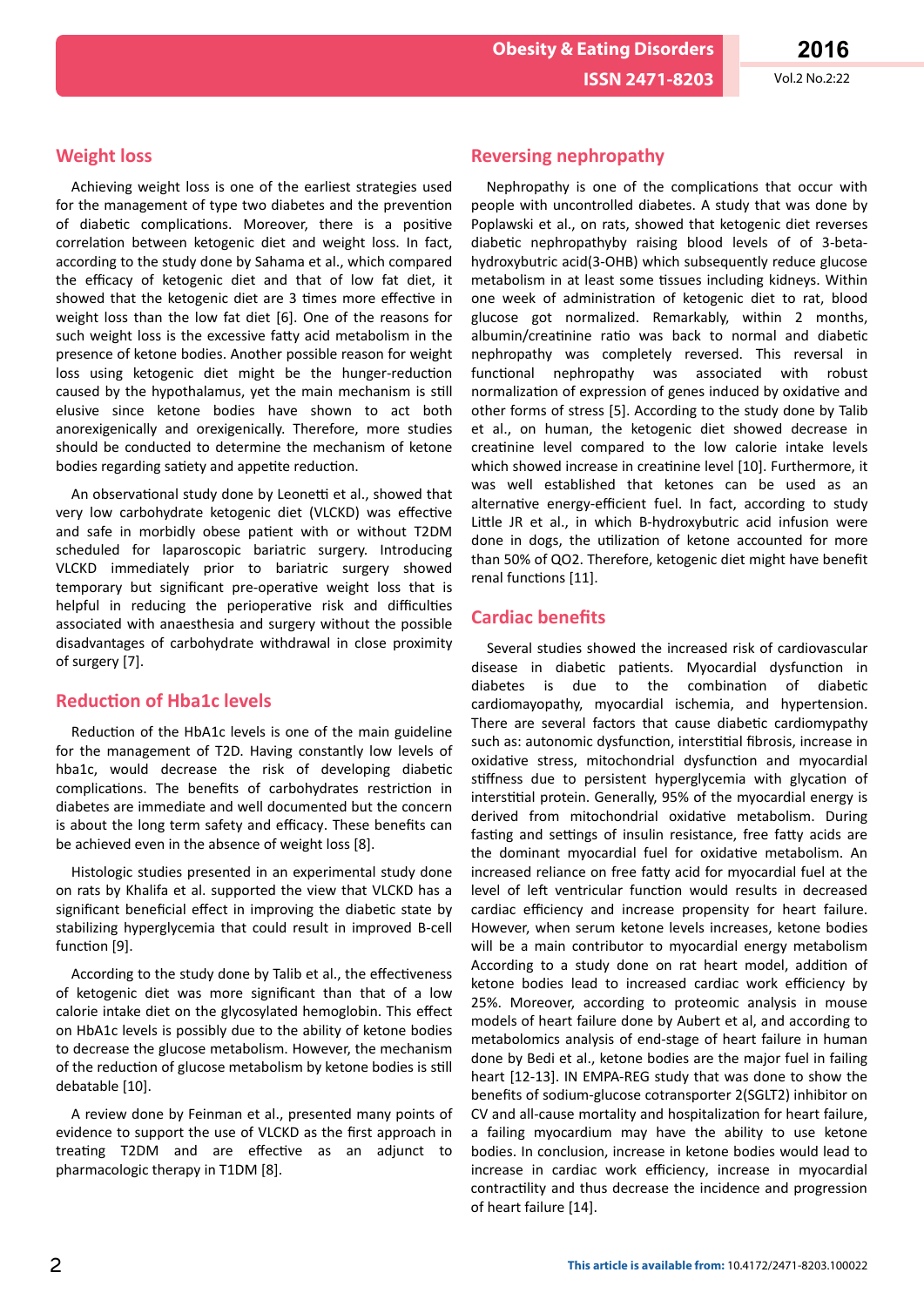## Weight loss

Achieving weight loss is one of the earliest strategies used for the management of type two diabetes and the prevention of diabetic complications. Moreover, there is a positive correlation between ketogenic diet and weight loss. In fact, according to the study done by Sahama et al., which compared the efficacy of ketogenic diet and that of low fat diet, it showed that the ketogenic diet are 3 times more effective in weight loss than the low fat diet [6]. One of the reasons for such weight loss is the excessive fatty acid metabolism in the presence of ketone bodies. Another possible reason for weight loss using ketogenic diet might be the hunger-reduction caused by the hypothalamus, yet the main mechanism is still elusive since ketone bodies have shown to act both anorexigenically and orexigenically. Therefore, more studies should be conducted to determine the mechanism of ketone bodies regarding satiety and appetite reduction.

An observational study done by Leonetti et al., showed that very low carbohydrate ketogenic diet (VLCKD) was effective and safe in morbidly obese patient with or without T2DM scheduled for laparoscopic bariatric surgery. Introducing VLCKD immediately prior to bariatric surgery showed temporary but significant pre-operative weight loss that is helpful in reducing the perioperative risk and difficulties associated with anaesthesia and surgery without the possible disadvantages of carbohydrate withdrawal in close proximity of surgery [7].

## Reduction of Hba1c levels

Reduction of the HbA1c levels is one of the main guideline for the management of T2D. Having constantly low levels of hba1c, would decrease the risk of developing diabetic complications. The benefits of carbohydrates restriction in diabetes are immediate and well documented but the concern is about the long term safety and efficacy. These benefits can be achieved even in the absence of weight loss [8].

Histologic studies presented in an experimental study done on rats by Khalifa et al. supported the view that VLCKD has a significant beneficial effect in improving the diabetic state by stabilizing hyperglycemia that could result in improved B-cell function [9].

According to the study done by Talib et al., the effectiveness of ketogenic diet was more significant than that of a low calorie intake diet on the glycosylated hemoglobin. This effect on HbA1c levels is possibly due to the ability of ketone bodies to decrease the glucose metabolism. However, the mechanism of the reduction of glucose metabolism by ketone bodies is still debatable [10].

A review done by Feinman et al., presented many points of evidence to support the use of VLCKD as the first approach in treating T2DM and are effective as an adjunct to pharmacologic therapy in T1DM [8].

## Reversing nephropathy

Nephropathy is one of the complications that occur with people with uncontrolled diabetes. A study that was done by Poplawski et al., on rats, showed that ketogenic diet reverses diabetic nephropathyby raising blood levels of of 3-beta-hydroxybutric acid(3-OHB) which subsequently reduce glucose metabolism in at least some tissues including kidneys. Within one week of administration of ketogenic diet to rat, blood glucose got normalized. Remarkably, within 2 months, albumin/creatinine ratio was back to normal and diabetic nephropathy was completely reversed. This reversal in functional nephropathy was associated with robust normalization of expression of genes induced by oxidative and other forms of stress [5]. According to the study done by Talib et al., on human, the ketogenic diet showed decrease in creatinine level compared to the low calorie intake levels which showed increase in creatinine level [10]. Furthermore, it was well established that ketones can be used as an alternative energy-efficient fuel. In fact, according to study Little JR et al., in which B-hydroxybutric acid infusion were done in dogs, the utilization of ketone accounted for more than 50% of QO2. Therefore, ketogenic diet might have benefit renal functions [11].

## Cardiac benefits

Several studies showed the increased risk of cardiovascular disease in diabetic patients. Myocardial dysfunction in diabetes is due to the combination of diabetic cardiomayopathy, myocardial ischemia, and hypertension. There are several factors that cause diabetic cardiomypathy such as: autonomic dysfunction, interstitial fibrosis, increase in oxidative stress, mitochondrial dysfunction and myocardial stiffness due to persistent hyperglycemia with glycation of interstitial protein. Generally, 95% of the myocardial energy is derived from mitochondrial oxidative metabolism. During fasting and settings of insulin resistance, free fatty acids are the dominant myocardial fuel for oxidative metabolism. An increased reliance on free fatty acid for myocardial fuel at the level of left ventricular function would results in decreased cardiac efficiency and increase propensity for heart failure. However, when serum ketone levels increases, ketone bodies will be a main contributor to myocardial energy metabolism According to a study done on rat heart model, addition of ketone bodies lead to increased cardiac work efficiency by 25%. Moreover, according to proteomic analysis in mouse models of heart failure done by Aubert et al, and according to metabolomics analysis of end-stage of heart failure in human done by Bedi et al., ketone bodies are the major fuel in failing heart [12-13]. IN EMPA-REG study that was done to show the benefits of sodium-glucose cotransporter 2(SGLT2) inhibitor on CV and all-cause mortality and hospitalization for heart failure, a failing myocardium may have the ability to use ketone bodies. In conclusion, increase in ketone bodies would lead to increase in cardiac work efficiency, increase in myocardial contractility and thus decrease the incidence and progression of heart failure [14].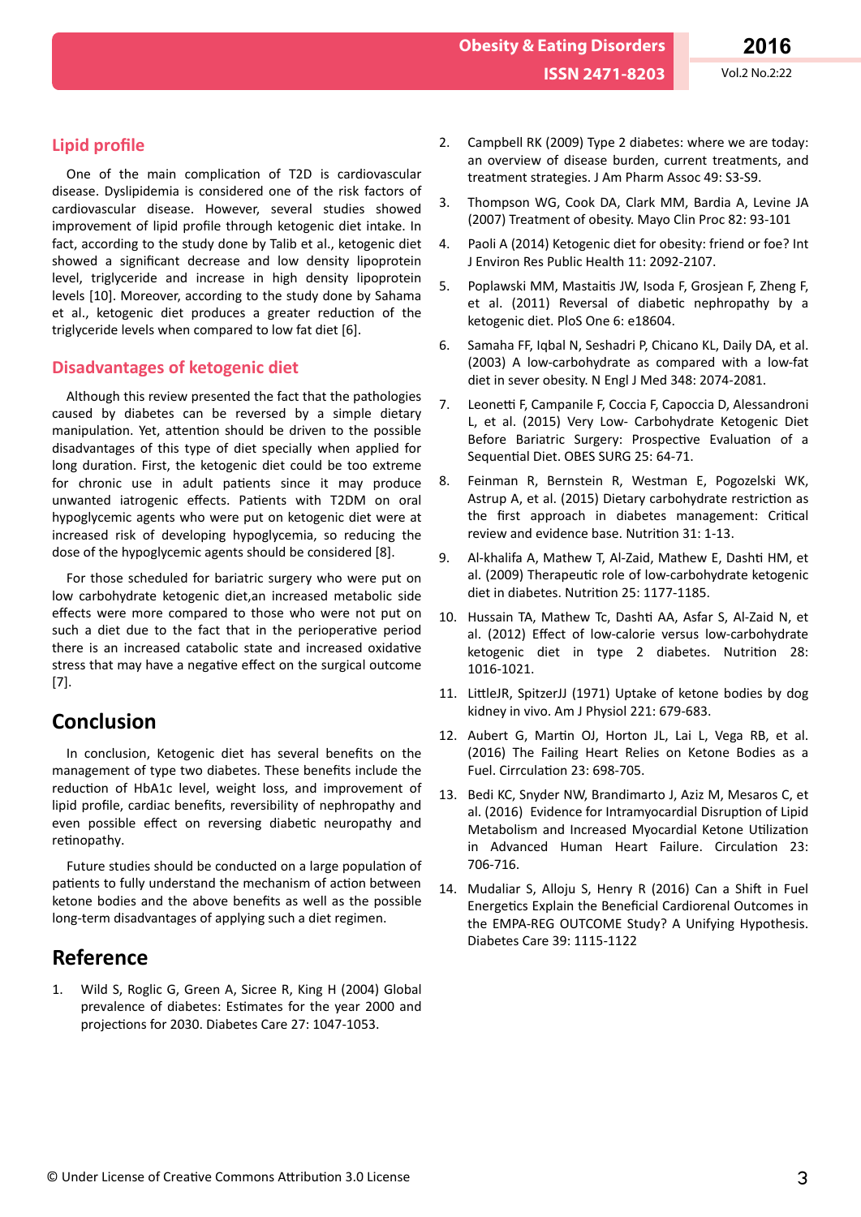## Lipid profile

One of the main complication of T2D is cardiovascular disease. Dyslipidemia is considered one of the risk factors of cardiovascular disease. However, several studies showed improvement of lipid profile through ketogenic diet intake. In fact, according to the study done by Talib et al., ketogenic diet showed a significant decrease and low density lipoprotein level, triglyceride and increase in high density lipoprotein levels [10]. Moreover, according to the study done by Sahama et al., ketogenic diet produces a greater reduction of the triglyceride levels when compared to low fat diet [6].

## Disadvantages of ketogenic diet

Although this review presented the fact that the pathologies caused by diabetes can be reversed by a simple dietary manipulation. Yet, attention should be driven to the possible disadvantages of this type of diet specially when applied for long duration. First, the ketogenic diet could be too extreme for chronic use in adult patients since it may produce unwanted iatrogenic effects. Patients with T2DM on oral hypoglycemic agents who were put on ketogenic diet were at increased risk of developing hypoglycemia, so reducing the dose of the hypoglycemic agents should be considered [8].

For those scheduled for bariatric surgery who were put on low carbohydrate ketogenic diet,an increased metabolic side effects were more compared to those who were not put on such a diet due to the fact that in the perioperative period there is an increased catabolic state and increased oxidative stress that may have a negative effect on the surgical outcome [7].

# Conclusion

In conclusion, Ketogenic diet has several benefits on the management of type two diabetes. These benefits include the reduction of HbA1c level, weight loss, and improvement of lipid profile, cardiac benefits, reversibility of nephropathy and even possible effect on reversing diabetic neuropathy and retinopathy.

Future studies should be conducted on a large population of patients to fully understand the mechanism of action between ketone bodies and the above benefits as well as the possible long-term disadvantages of applying such a diet regimen.

# Reference

1. Wild S, Roglic G, Green A, Sicree R, King H (2004) Global prevalence of diabetes: Estimates for the year 2000 and projections for 2030. Diabetes Care 27: 1047-1053.
2. Campbell RK (2009) Type 2 diabetes: where we are today: an overview of disease burden, current treatments, and treatment strategies. J Am Pharm Assoc 49: S3-S9.
3. Thompson WG, Cook DA, Clark MM, Bardia A, Levine JA (2007) Treatment of obesity. Mayo Clin Proc 82: 93-101
4. Paoli A (2014) Ketogenic diet for obesity: friend or foe? Int J Environ Res Public Health 11: 2092-2107.
5. Poplawski MM, Mastaitis JW, Isoda F, Grosjean F, Zheng F, et al. (2011) Reversal of diabetic nephropathy by a ketogenic diet. PloS One 6: e18604.
6. Samaha FF, Iqbal N, Seshadri P, Chicano KL, Daily DA, et al. (2003) A low-carbohydrate as compared with a low-fat diet in sever obesity. N Engl J Med 348: 2074-2081.
7. Leonetti F, Campanile F, Coccia F, Capoccia D, Alessandroni L, et al. (2015) Very Low- Carbohydrate Ketogenic Diet Before Bariatric Surgery: Prospective Evaluation of a Sequential Diet. OBES SURG 25: 64-71.
8. Feinman R, Bernstein R, Westman E, Pogozelski WK, Astrup A, et al. (2015) Dietary carbohydrate restriction as the first approach in diabetes management: Critical review and evidence base. Nutrition 31: 1-13.
9. Al-khalifa A, Mathew T, Al-Zaid, Mathew E, Dashti HM, et al. (2009) Therapeutic role of low-carbohydrate ketogenic diet in diabetes. Nutrition 25: 1177-1185.
10. Hussain TA, Mathew Tc, Dashti AA, Asfar S, Al-Zaid N, et al. (2012) Effect of low-calorie versus low-carbohydrate ketogenic diet in type 2 diabetes. Nutrition 28: 1016-1021.
11. LittleJR, SpitzerJJ (1971) Uptake of ketone bodies by dog kidney in vivo. Am J Physiol 221: 679-683.
12. Aubert G, Martin OJ, Horton JL, Lai L, Vega RB, et al. (2016) The Failing Heart Relies on Ketone Bodies as a Fuel. Cirrculation 23: 698-705.
13. Bedi KC, Snyder NW, Brandimarto J, Aziz M, Mesaros C, et al. (2016) Evidence for Intramyocardial Disruption of Lipid Metabolism and Increased Myocardial Ketone Utilization in Advanced Human Heart Failure. Circulation 23: 706-716.
14. Mudaliar S, Alloju S, Henry R (2016) Can a Shift in Fuel Energetics Explain the Beneficial Cardiorenal Outcomes in the EMPA-REG OUTCOME Study? A Unifying Hypothesis. Diabetes Care 39: 1115-1122